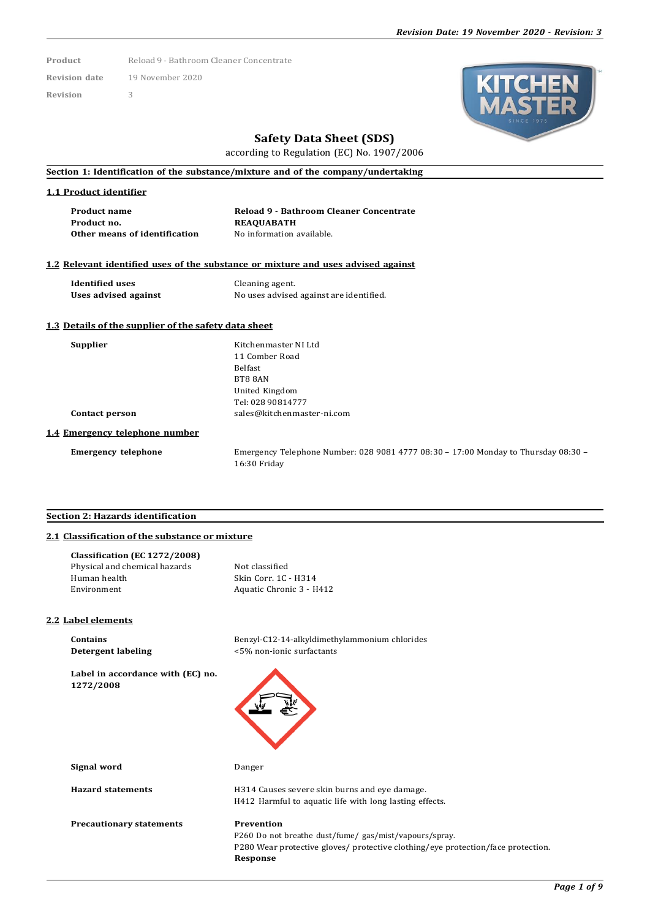| | |
|---|---|
| Product | Reload 9 - Bathroom Cleaner Concentrate |
| Revision date | 19 November 2020 |
| Revision | 3 |

# Safety Data Sheet (SDS)

according to Regulation (EC) No. 1907/2006

## Section 1: Identification of the substance/mixture and of the company/undertaking

### 1.1 Product identifier

| | |
|---|---|
| **Product name** | **Reload 9 - Bathroom Cleaner Concentrate** |
| **Product no.** | **REAQUABATH** |
| **Other means of identification** | No information available. |

### 1.2 Relevant identified uses of the substance or mixture and uses advised against

| | |
|---|---|
| **Identified uses** | Cleaning agent. |
| **Uses advised against** | No uses advised against are identified. |

### 1.3 Details of the supplier of the safety data sheet

| | |
|---|---|
| **Supplier** | Kitchenmaster NI Ltd<br>11 Comber Road<br>Belfast<br>BT8 8AN<br>United Kingdom<br>Tel: 028 90814777 |
| **Contact person** | sales@kitchenmaster-ni.com |

### 1.4 Emergency telephone number

| | |
|---|---|
| **Emergency telephone** | Emergency Telephone Number: 028 9081 4777 08:30 – 17:00 Monday to Thursday 08:30 – 16:30 Friday |

## Section 2: Hazards identification

### 2.1 Classification of the substance or mixture

**Classification (EC 1272/2008)**

| | |
|---|---|
| Physical and chemical hazards | Not classified |
| Human health | Skin Corr. 1C - H314 |
| Environment | Aquatic Chronic 3 - H412 |

### 2.2 Label elements

| | |
|---|---|
| **Contains** | Benzyl-C12-14-alkyldimethylammonium chlorides |
| **Detergent labeling** | <5% non-ionic surfactants |

**Label in accordance with (EC) no. 1272/2008**

| | |
|---|---|
| **Signal word** | Danger |
| **Hazard statements** | H314 Causes severe skin burns and eye damage.<br>H412 Harmful to aquatic life with long lasting effects. |
| **Precautionary statements** | **Prevention**<br>P260 Do not breathe dust/fume/ gas/mist/vapours/spray.<br>P280 Wear protective gloves/ protective clothing/eye protection/face protection.<br>**Response** |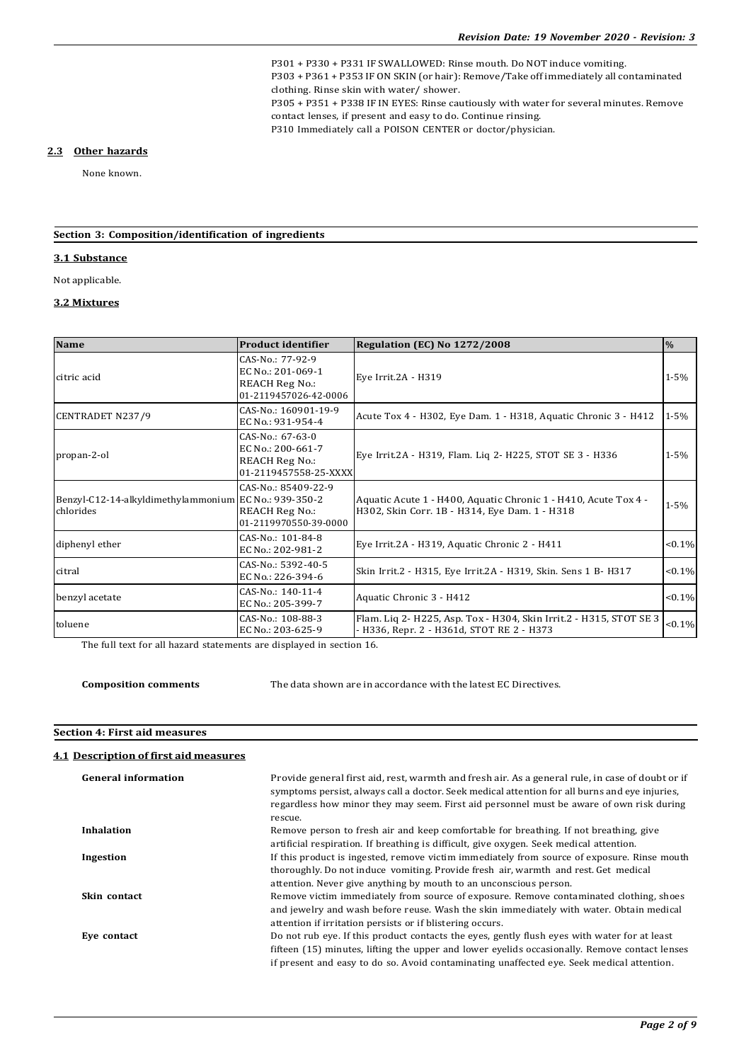P301 + P330 + P331 IF SWALLOWED: Rinse mouth. Do NOT induce vomiting.
P303 + P361 + P353 IF ON SKIN (or hair): Remove/Take off immediately all contaminated clothing. Rinse skin with water/ shower.
P305 + P351 + P338 IF IN EYES: Rinse cautiously with water for several minutes. Remove contact lenses, if present and easy to do. Continue rinsing.
P310 Immediately call a POISON CENTER or doctor/physician.

### 2.3 Other hazards

None known.

## Section 3: Composition/identification of ingredients

### 3.1 Substance

Not applicable.

### 3.2 Mixtures

| Name | Product identifier | Regulation (EC) No 1272/2008 | % |
|---|---|---|---|
| citric acid | CAS-No.: 77-92-9<br>EC No.: 201-069-1<br>REACH Reg No.: 01-2119457026-42-0006 | Eye Irrit.2A - H319 | 1-5% |
| CENTRADET N237/9 | CAS-No.: 160901-19-9<br>EC No.: 931-954-4 | Acute Tox 4 - H302, Eye Dam. 1 - H318, Aquatic Chronic 3 - H412 | 1-5% |
| propan-2-ol | CAS-No.: 67-63-0<br>EC No.: 200-661-7<br>REACH Reg No.: 01-2119457558-25-XXXX | Eye Irrit.2A - H319, Flam. Liq 2- H225, STOT SE 3 - H336 | 1-5% |
| Benzyl-C12-14-alkyldimethylammonium chlorides | EC No.: 939-350-2<br>CAS-No.: 85409-22-9<br>REACH Reg No.: 01-2119970550-39-0000 | Aquatic Acute 1 - H400, Aquatic Chronic 1 - H410, Acute Tox 4 - H302, Skin Corr. 1B - H314, Eye Dam. 1 - H318 | 1-5% |
| diphenyl ether | CAS-No.: 101-84-8<br>EC No.: 202-981-2 | Eye Irrit.2A - H319, Aquatic Chronic 2 - H411 | <0.1% |
| citral | CAS-No.: 5392-40-5<br>EC No.: 226-394-6 | Skin Irrit.2 - H315, Eye Irrit.2A - H319, Skin. Sens 1 B- H317 | <0.1% |
| benzyl acetate | CAS-No.: 140-11-4<br>EC No.: 205-399-7 | Aquatic Chronic 3 - H412 | <0.1% |
| toluene | CAS-No.: 108-88-3<br>EC No.: 203-625-9 | Flam. Liq 2- H225, Asp. Tox - H304, Skin Irrit.2 - H315, STOT SE 3 - H336, Repr. 2 - H361d, STOT RE 2 - H373 | <0.1% |

The full text for all hazard statements are displayed in section 16.

**Composition comments** The data shown are in accordance with the latest EC Directives.

## Section 4: First aid measures

### 4.1 Description of first aid measures

**General information** Provide general first aid, rest, warmth and fresh air. As a general rule, in case of doubt or if symptoms persist, always call a doctor. Seek medical attention for all burns and eye injuries, regardless how minor they may seem. First aid personnel must be aware of own risk during rescue.

**Inhalation** Remove person to fresh air and keep comfortable for breathing. If not breathing, give artificial respiration. If breathing is difficult, give oxygen. Seek medical attention.

**Ingestion** If this product is ingested, remove victim immediately from source of exposure. Rinse mouth thoroughly. Do not induce vomiting. Provide fresh air, warmth and rest. Get medical attention. Never give anything by mouth to an unconscious person.

**Skin contact** Remove victim immediately from source of exposure. Remove contaminated clothing, shoes and jewelry and wash before reuse. Wash the skin immediately with water. Obtain medical attention if irritation persists or if blistering occurs.

**Eye contact** Do not rub eye. If this product contacts the eyes, gently flush eyes with water for at least fifteen (15) minutes, lifting the upper and lower eyelids occasionally. Remove contact lenses if present and easy to do so. Avoid contaminating unaffected eye. Seek medical attention.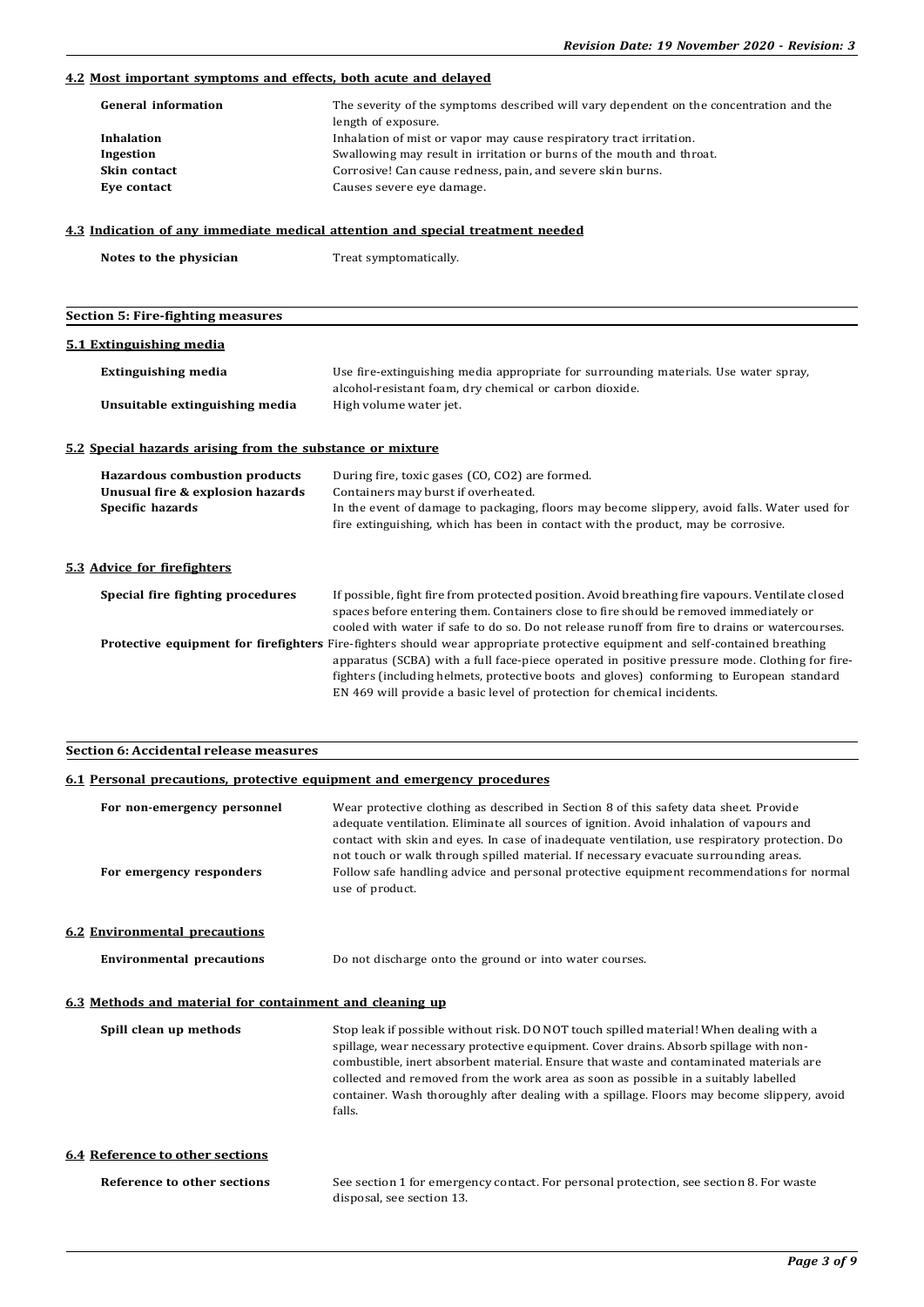### 4.2 Most important symptoms and effects, both acute and delayed

| | |
|---|---|
| **General information** | The severity of the symptoms described will vary dependent on the concentration and the length of exposure. |
| **Inhalation** | Inhalation of mist or vapor may cause respiratory tract irritation. |
| **Ingestion** | Swallowing may result in irritation or burns of the mouth and throat. |
| **Skin contact** | Corrosive! Can cause redness, pain, and severe skin burns. |
| **Eye contact** | Causes severe eye damage. |

### 4.3 Indication of any immediate medical attention and special treatment needed

| | |
|---|---|
| **Notes to the physician** | Treat symptomatically. |

## Section 5: Fire-fighting measures

### 5.1 Extinguishing media

| | |
|---|---|
| **Extinguishing media** | Use fire-extinguishing media appropriate for surrounding materials. Use water spray, alcohol-resistant foam, dry chemical or carbon dioxide. |
| **Unsuitable extinguishing media** | High volume water jet. |

### 5.2 Special hazards arising from the substance or mixture

| | |
|---|---|
| **Hazardous combustion products** | During fire, toxic gases (CO, CO2) are formed. |
| **Unusual fire & explosion hazards** | Containers may burst if overheated. |
| **Specific hazards** | In the event of damage to packaging, floors may become slippery, avoid falls. Water used for fire extinguishing, which has been in contact with the product, may be corrosive. |

### 5.3 Advice for firefighters

| | |
|---|---|
| **Special fire fighting procedures** | If possible, fight fire from protected position. Avoid breathing fire vapours. Ventilate closed spaces before entering them. Containers close to fire should be removed immediately or cooled with water if safe to do so. Do not release runoff from fire to drains or watercourses. |
| **Protective equipment for firefighters** | Fire-fighters should wear appropriate protective equipment and self-contained breathing apparatus (SCBA) with a full face-piece operated in positive pressure mode. Clothing for fire-fighters (including helmets, protective boots and gloves) conforming to European standard EN 469 will provide a basic level of protection for chemical incidents. |

## Section 6: Accidental release measures

### 6.1 Personal precautions, protective equipment and emergency procedures

| | |
|---|---|
| **For non-emergency personnel** | Wear protective clothing as described in Section 8 of this safety data sheet. Provide adequate ventilation. Eliminate all sources of ignition. Avoid inhalation of vapours and contact with skin and eyes. In case of inadequate ventilation, use respiratory protection. Do not touch or walk through spilled material. If necessary evacuate surrounding areas. |
| **For emergency responders** | Follow safe handling advice and personal protective equipment recommendations for normal use of product. |

### 6.2 Environmental precautions

| | |
|---|---|
| **Environmental precautions** | Do not discharge onto the ground or into water courses. |

### 6.3 Methods and material for containment and cleaning up

| | |
|---|---|
| **Spill clean up methods** | Stop leak if possible without risk. DO NOT touch spilled material! When dealing with a spillage, wear necessary protective equipment. Cover drains. Absorb spillage with non-combustible, inert absorbent material. Ensure that waste and contaminated materials are collected and removed from the work area as soon as possible in a suitably labelled container. Wash thoroughly after dealing with a spillage. Floors may become slippery, avoid falls. |

### 6.4 Reference to other sections

| | |
|---|---|
| **Reference to other sections** | See section 1 for emergency contact. For personal protection, see section 8. For waste disposal, see section 13. |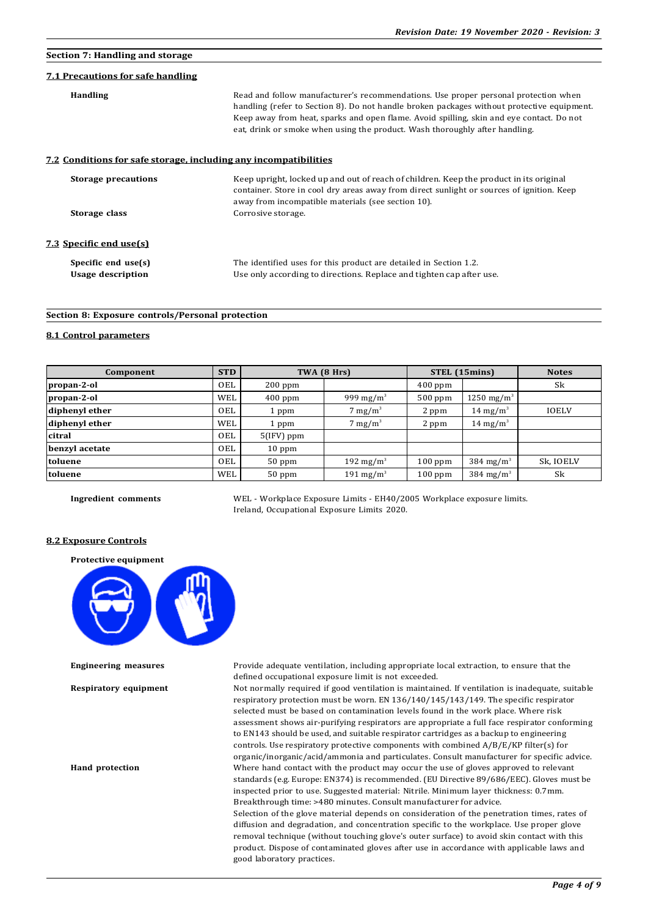## Section 7: Handling and storage

### 7.1 Precautions for safe handling

**Handling**

Read and follow manufacturer's recommendations. Use proper personal protection when handling (refer to Section 8). Do not handle broken packages without protective equipment. Keep away from heat, sparks and open flame. Avoid spilling, skin and eye contact. Do not eat, drink or smoke when using the product. Wash thoroughly after handling.

### 7.2 Conditions for safe storage, including any incompatibilities

**Storage precautions**

Keep upright, locked up and out of reach of children. Keep the product in its original container. Store in cool dry areas away from direct sunlight or sources of ignition. Keep away from incompatible materials (see section 10).

**Storage class**

Corrosive storage.

### 7.3 Specific end use(s)

**Specific end use(s)**

The identified uses for this product are detailed in Section 1.2.

**Usage description**

Use only according to directions. Replace and tighten cap after use.

## Section 8: Exposure controls/Personal protection

### 8.1 Control parameters

| Component | STD | TWA (8 Hrs) | | STEL (15mins) | | Notes |
|---|---|---|---|---|---|---|
| propan-2-ol | OEL | 200 ppm | | 400 ppm | | Sk |
| propan-2-ol | WEL | 400 ppm | 999 mg/m$^3$ | 500 ppm | 1250 mg/m$^3$ | |
| diphenyl ether | OEL | 1 ppm | 7 mg/m$^3$ | 2 ppm | 14 mg/m$^3$ | IOELV |
| diphenyl ether | WEL | 1 ppm | 7 mg/m$^3$ | 2 ppm | 14 mg/m$^3$ | |
| citral | OEL | 5(IFV) ppm | | | | |
| benzyl acetate | OEL | 10 ppm | | | | |
| toluene | OEL | 50 ppm | 192 mg/m$^3$ | 100 ppm | 384 mg/m$^3$ | Sk, IOELV |
| toluene | WEL | 50 ppm | 191 mg/m$^3$ | 100 ppm | 384 mg/m$^3$ | Sk |

**Ingredient comments**

WEL - Workplace Exposure Limits - EH40/2005 Workplace exposure limits.
Ireland, Occupational Exposure Limits 2020.

### 8.2 Exposure Controls

**Protective equipment**

**Engineering measures**

Provide adequate ventilation, including appropriate local extraction, to ensure that the defined occupational exposure limit is not exceeded.

**Respiratory equipment**

Not normally required if good ventilation is maintained. If ventilation is inadequate, suitable respiratory protection must be worn. EN 136/140/145/143/149. The specific respirator selected must be based on contamination levels found in the work place. Where risk assessment shows air-purifying respirators are appropriate a full face respirator conforming to EN143 should be used, and suitable respirator cartridges as a backup to engineering controls. Use respiratory protective components with combined A/B/E/KP filter(s) for organic/inorganic/acid/ammonia and particulates. Consult manufacturer for specific advice.

**Hand protection**

Where hand contact with the product may occur the use of gloves approved to relevant standards (e.g. Europe: EN374) is recommended. (EU Directive 89/686/EEC). Gloves must be inspected prior to use. Suggested material: Nitrile. Minimum layer thickness: 0.7mm. Breakthrough time: >480 minutes. Consult manufacturer for advice.
Selection of the glove material depends on consideration of the penetration times, rates of diffusion and degradation, and concentration specific to the workplace. Use proper glove removal technique (without touching glove's outer surface) to avoid skin contact with this product. Dispose of contaminated gloves after use in accordance with applicable laws and good laboratory practices.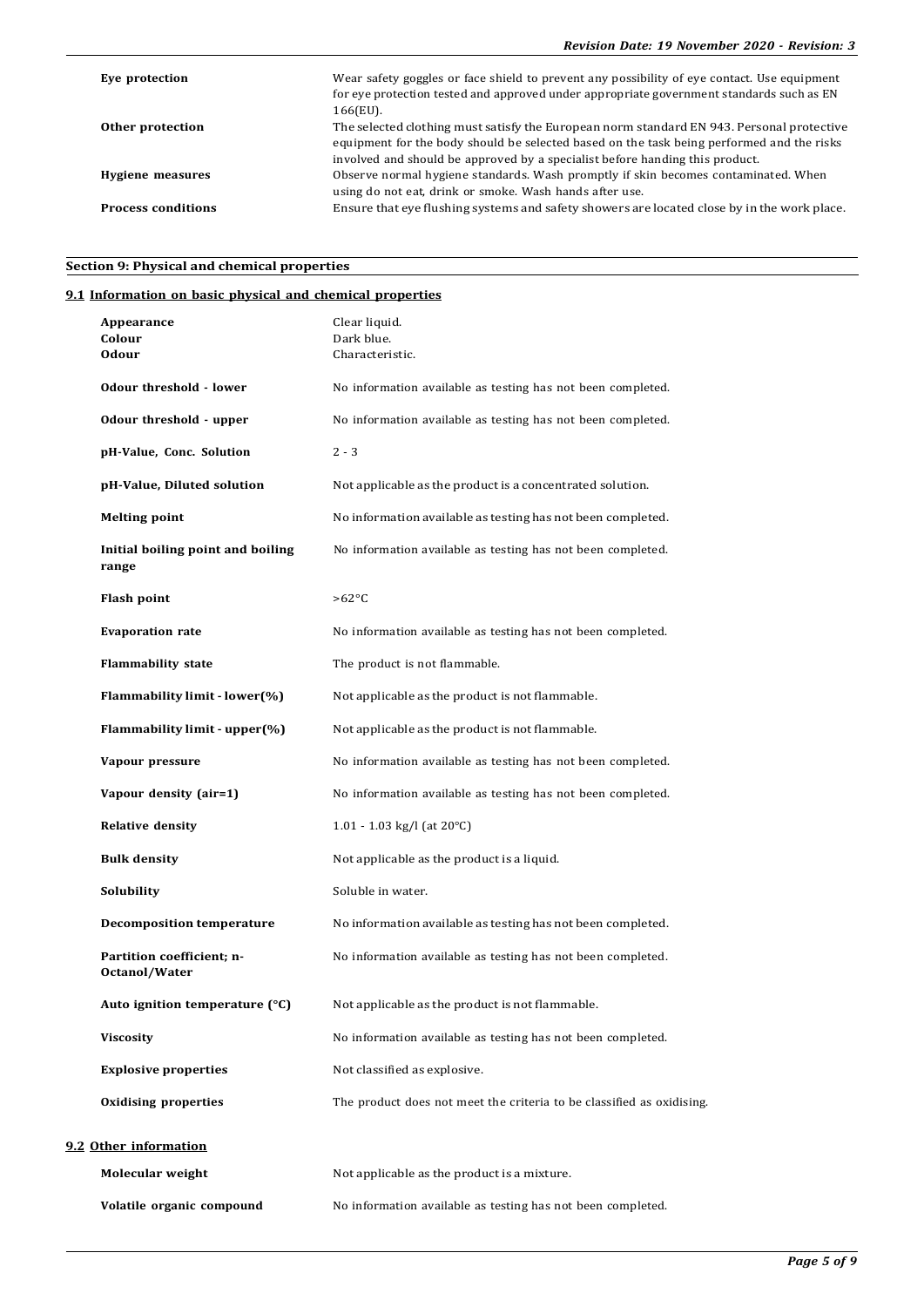| | |
|---|---|
| **Eye protection** | Wear safety goggles or face shield to prevent any possibility of eye contact. Use equipment for eye protection tested and approved under appropriate government standards such as EN 166(EU). |
| **Other protection** | The selected clothing must satisfy the European norm standard EN 943. Personal protective equipment for the body should be selected based on the task being performed and the risks involved and should be approved by a specialist before handing this product. |
| **Hygiene measures** | Observe normal hygiene standards. Wash promptly if skin becomes contaminated. When using do not eat, drink or smoke. Wash hands after use. |
| **Process conditions** | Ensure that eye flushing systems and safety showers are located close by in the work place. |

## Section 9: Physical and chemical properties

### 9.1 Information on basic physical and chemical properties

| | |
|---|---|
| **Appearance** | Clear liquid. |
| **Colour** | Dark blue. |
| **Odour** | Characteristic. |
| **Odour threshold - lower** | No information available as testing has not been completed. |
| **Odour threshold - upper** | No information available as testing has not been completed. |
| **pH-Value, Conc. Solution** | 2 - 3 |
| **pH-Value, Diluted solution** | Not applicable as the product is a concentrated solution. |
| **Melting point** | No information available as testing has not been completed. |
| **Initial boiling point and boiling range** | No information available as testing has not been completed. |
| **Flash point** | >62°C |
| **Evaporation rate** | No information available as testing has not been completed. |
| **Flammability state** | The product is not flammable. |
| **Flammability limit - lower(%)** | Not applicable as the product is not flammable. |
| **Flammability limit - upper(%)** | Not applicable as the product is not flammable. |
| **Vapour pressure** | No information available as testing has not been completed. |
| **Vapour density (air=1)** | No information available as testing has not been completed. |
| **Relative density** | 1.01 - 1.03 kg/l (at 20°C) |
| **Bulk density** | Not applicable as the product is a liquid. |
| **Solubility** | Soluble in water. |
| **Decomposition temperature** | No information available as testing has not been completed. |
| **Partition coefficient; n-Octanol/Water** | No information available as testing has not been completed. |
| **Auto ignition temperature (°C)** | Not applicable as the product is not flammable. |
| **Viscosity** | No information available as testing has not been completed. |
| **Explosive properties** | Not classified as explosive. |
| **Oxidising properties** | The product does not meet the criteria to be classified as oxidising. |

### 9.2 Other information

| | |
|---|---|
| **Molecular weight** | Not applicable as the product is a mixture. |
| **Volatile organic compound** | No information available as testing has not been completed. |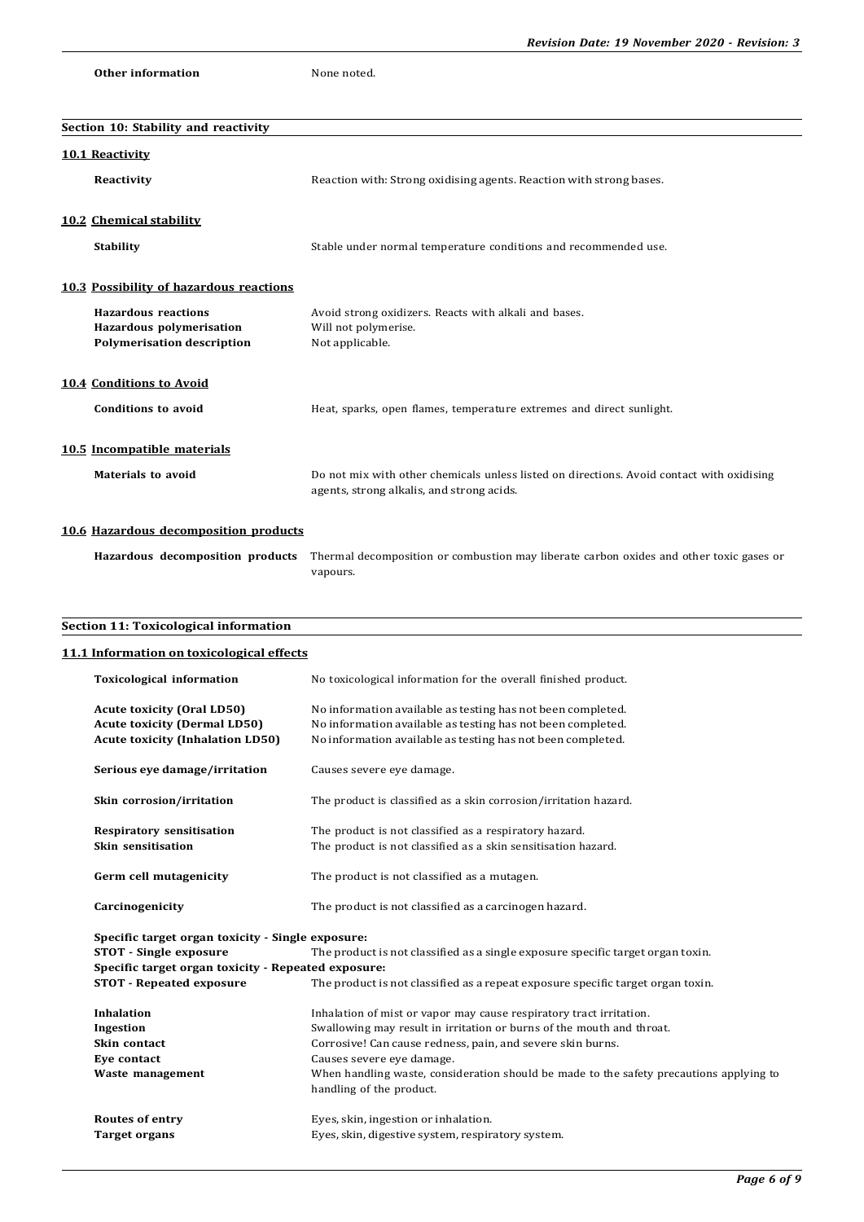| | |
|---|---|
| **Other information** | None noted. |

## Section 10: Stability and reactivity

### 10.1 Reactivity

| | |
|---|---|
| **Reactivity** | Reaction with: Strong oxidising agents. Reaction with strong bases. |

### 10.2 Chemical stability

| | |
|---|---|
| **Stability** | Stable under normal temperature conditions and recommended use. |

### 10.3 Possibility of hazardous reactions

| | |
|---|---|
| **Hazardous reactions** | Avoid strong oxidizers. Reacts with alkali and bases. |
| **Hazardous polymerisation** | Will not polymerise. |
| **Polymerisation description** | Not applicable. |

### 10.4 Conditions to Avoid

| | |
|---|---|
| **Conditions to avoid** | Heat, sparks, open flames, temperature extremes and direct sunlight. |

### 10.5 Incompatible materials

| | |
|---|---|
| **Materials to avoid** | Do not mix with other chemicals unless listed on directions. Avoid contact with oxidising agents, strong alkalis, and strong acids. |

### 10.6 Hazardous decomposition products

| | |
|---|---|
| **Hazardous decomposition products** | Thermal decomposition or combustion may liberate carbon oxides and other toxic gases or vapours. |

## Section 11: Toxicological information

### 11.1 Information on toxicological effects

| | |
|---|---|
| **Toxicological information** | No toxicological information for the overall finished product. |
| **Acute toxicity (Oral LD50)** | No information available as testing has not been completed. |
| **Acute toxicity (Dermal LD50)** | No information available as testing has not been completed. |
| **Acute toxicity (Inhalation LD50)** | No information available as testing has not been completed. |
| **Serious eye damage/irritation** | Causes severe eye damage. |
| **Skin corrosion/irritation** | The product is classified as a skin corrosion/irritation hazard. |
| **Respiratory sensitisation** | The product is not classified as a respiratory hazard. |
| **Skin sensitisation** | The product is not classified as a skin sensitisation hazard. |
| **Germ cell mutagenicity** | The product is not classified as a mutagen. |
| **Carcinogenicity** | The product is not classified as a carcinogen hazard. |

**Specific target organ toxicity - Single exposure:**

| | |
|---|---|
| **STOT - Single exposure** | The product is not classified as a single exposure specific target organ toxin. |

**Specific target organ toxicity - Repeated exposure:**

| | |
|---|---|
| **STOT - Repeated exposure** | The product is not classified as a repeat exposure specific target organ toxin. |
| **Inhalation** | Inhalation of mist or vapor may cause respiratory tract irritation. |
| **Ingestion** | Swallowing may result in irritation or burns of the mouth and throat. |
| **Skin contact** | Corrosive! Can cause redness, pain, and severe skin burns. |
| **Eye contact** | Causes severe eye damage. |
| **Waste management** | When handling waste, consideration should be made to the safety precautions applying to handling of the product. |
| **Routes of entry** | Eyes, skin, ingestion or inhalation. |
| **Target organs** | Eyes, skin, digestive system, respiratory system. |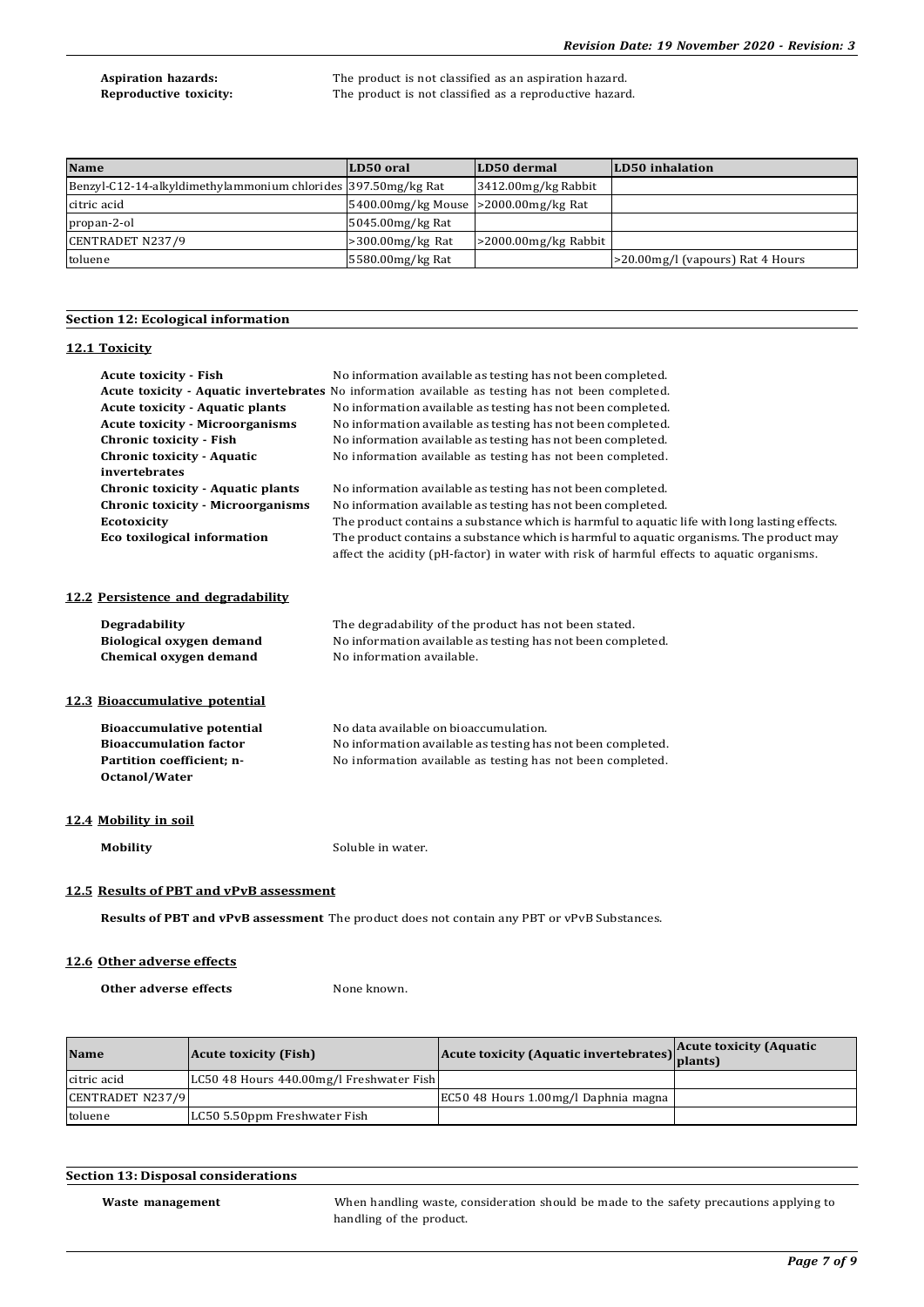**Aspiration hazards:** The product is not classified as an aspiration hazard.
**Reproductive toxicity:** The product is not classified as a reproductive hazard.

| Name | LD50 oral | LD50 dermal | LD50 inhalation |
|---|---|---|---|
| Benzyl-C12-14-alkyldimethylammonium chlorides | 397.50mg/kg Rat | 3412.00mg/kg Rabbit | |
| citric acid | 5400.00mg/kg Mouse | >2000.00mg/kg Rat | |
| propan-2-ol | 5045.00mg/kg Rat | | |
| CENTRADET N237/9 | >300.00mg/kg Rat | >2000.00mg/kg Rabbit | |
| toluene | 5580.00mg/kg Rat | | >20.00mg/l (vapours) Rat 4 Hours |

## Section 12: Ecological information

### 12.1 Toxicity

**Acute toxicity - Fish** No information available as testing has not been completed.
**Acute toxicity - Aquatic invertebrates** No information available as testing has not been completed.
**Acute toxicity - Aquatic plants** No information available as testing has not been completed.
**Acute toxicity - Microorganisms** No information available as testing has not been completed.
**Chronic toxicity - Fish** No information available as testing has not been completed.
**Chronic toxicity - Aquatic invertebrates** No information available as testing has not been completed.
**Chronic toxicity - Aquatic plants** No information available as testing has not been completed.
**Chronic toxicity - Microorganisms** No information available as testing has not been completed.
**Ecotoxicity** The product contains a substance which is harmful to aquatic life with long lasting effects.
**Eco toxilogical information** The product contains a substance which is harmful to aquatic organisms. The product may affect the acidity (pH-factor) in water with risk of harmful effects to aquatic organisms.

### 12.2 Persistence and degradability

**Degradability** The degradability of the product has not been stated.
**Biological oxygen demand** No information available as testing has not been completed.
**Chemical oxygen demand** No information available.

### 12.3 Bioaccumulative potential

**Bioaccumulative potential** No data available on bioaccumulation.
**Bioaccumulation factor** No information available as testing has not been completed.
**Partition coefficient; n-Octanol/Water** No information available as testing has not been completed.

### 12.4 Mobility in soil

**Mobility** Soluble in water.

### 12.5 Results of PBT and vPvB assessment

**Results of PBT and vPvB assessment** The product does not contain any PBT or vPvB Substances.

### 12.6 Other adverse effects

**Other adverse effects** None known.

| Name | Acute toxicity (Fish) | Acute toxicity (Aquatic invertebrates) | Acute toxicity (Aquatic plants) |
|---|---|---|---|
| citric acid | LC50 48 Hours 440.00mg/l Freshwater Fish | | |
| CENTRADET N237/9 | | EC50 48 Hours 1.00mg/l Daphnia magna | |
| toluene | LC50 5.50ppm Freshwater Fish | | |

## Section 13: Disposal considerations

**Waste management** When handling waste, consideration should be made to the safety precautions applying to handling of the product.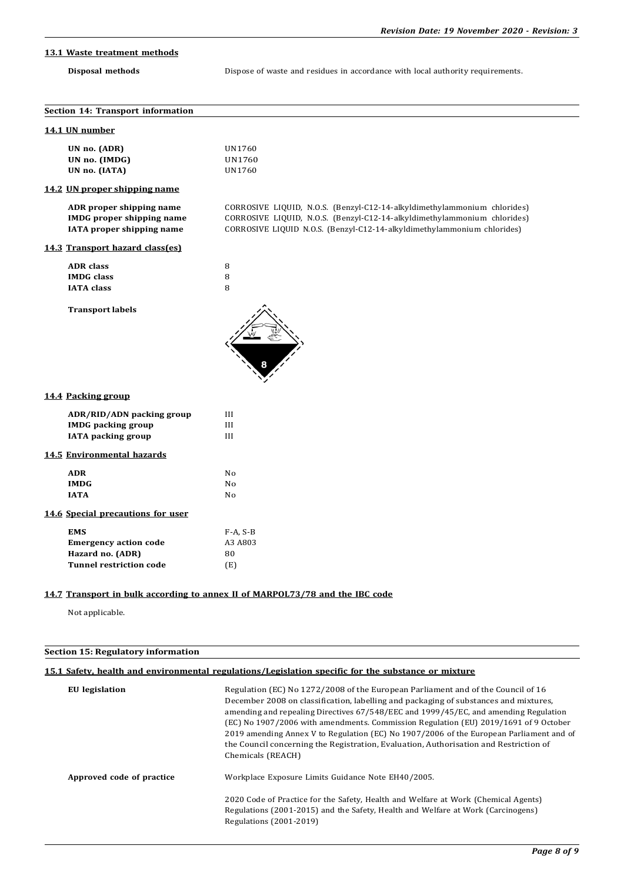### 13.1 Waste treatment methods

| | |
|---|---|
| **Disposal methods** | Dispose of waste and residues in accordance with local authority requirements. |

## Section 14: Transport information

### 14.1 UN number

| | |
|---|---|
| **UN no. (ADR)** | UN1760 |
| **UN no. (IMDG)** | UN1760 |
| **UN no. (IATA)** | UN1760 |

### 14.2 UN proper shipping name

| | |
|---|---|
| **ADR proper shipping name** | CORROSIVE LIQUID, N.O.S. (Benzyl-C12-14-alkyldimethylammonium chlorides) |
| **IMDG proper shipping name** | CORROSIVE LIQUID, N.O.S. (Benzyl-C12-14-alkyldimethylammonium chlorides) |
| **IATA proper shipping name** | CORROSIVE LIQUID N.O.S. (Benzyl-C12-14-alkyldimethylammonium chlorides) |

### 14.3 Transport hazard class(es)

| | |
|---|---|
| **ADR class** | 8 |
| **IMDG class** | 8 |
| **IATA class** | 8 |

**Transport labels**

### 14.4 Packing group

| | |
|---|---|
| **ADR/RID/ADN packing group** | III |
| **IMDG packing group** | III |
| **IATA packing group** | III |

### 14.5 Environmental hazards

| | |
|---|---|
| **ADR** | No |
| **IMDG** | No |
| **IATA** | No |

### 14.6 Special precautions for user

| | |
|---|---|
| **EMS** | F-A, S-B |
| **Emergency action code** | A3 A803 |
| **Hazard no. (ADR)** | 80 |
| **Tunnel restriction code** | (E) |

### 14.7 Transport in bulk according to annex II of MARPOL73/78 and the IBC code

Not applicable.

## Section 15: Regulatory information

### 15.1 Safety, health and environmental regulations/Legislation specific for the substance or mixture

| | |
|---|---|
| **EU legislation** | Regulation (EC) No 1272/2008 of the European Parliament and of the Council of 16 December 2008 on classification, labelling and packaging of substances and mixtures, amending and repealing Directives 67/548/EEC and 1999/45/EC, and amending Regulation (EC) No 1907/2006 with amendments. Commission Regulation (EU) 2019/1691 of 9 October 2019 amending Annex V to Regulation (EC) No 1907/2006 of the European Parliament and of the Council concerning the Registration, Evaluation, Authorisation and Restriction of Chemicals (REACH) |
| **Approved code of practice** | Workplace Exposure Limits Guidance Note EH40/2005.<br><br>2020 Code of Practice for the Safety, Health and Welfare at Work (Chemical Agents) Regulations (2001-2015) and the Safety, Health and Welfare at Work (Carcinogens) Regulations (2001-2019) |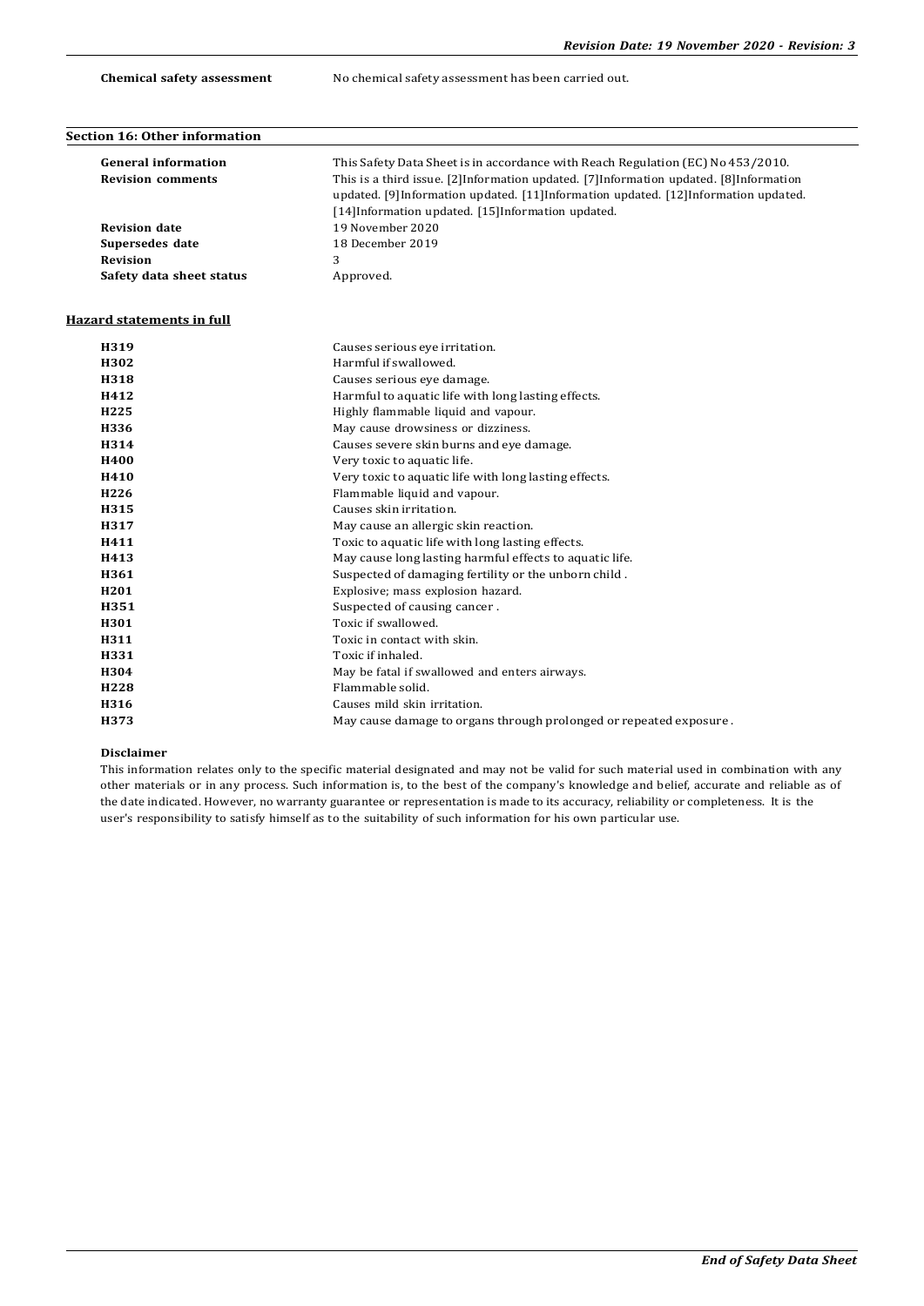| | |
|---|---|
| **Chemical safety assessment** | No chemical safety assessment has been carried out. |

## Section 16: Other information

| | |
|---|---|
| **General information** | This Safety Data Sheet is in accordance with Reach Regulation (EC) No 453/2010. |
| **Revision comments** | This is a third issue. [2]Information updated. [7]Information updated. [8]Information updated. [9]Information updated. [11]Information updated. [12]Information updated. [14]Information updated. [15]Information updated. |
| **Revision date** | 19 November 2020 |
| **Supersedes date** | 18 December 2019 |
| **Revision** | 3 |
| **Safety data sheet status** | Approved. |

### Hazard statements in full

| | |
|---|---|
| **H319** | Causes serious eye irritation. |
| **H302** | Harmful if swallowed. |
| **H318** | Causes serious eye damage. |
| **H412** | Harmful to aquatic life with long lasting effects. |
| **H225** | Highly flammable liquid and vapour. |
| **H336** | May cause drowsiness or dizziness. |
| **H314** | Causes severe skin burns and eye damage. |
| **H400** | Very toxic to aquatic life. |
| **H410** | Very toxic to aquatic life with long lasting effects. |
| **H226** | Flammable liquid and vapour. |
| **H315** | Causes skin irritation. |
| **H317** | May cause an allergic skin reaction. |
| **H411** | Toxic to aquatic life with long lasting effects. |
| **H413** | May cause long lasting harmful effects to aquatic life. |
| **H361** | Suspected of damaging fertility or the unborn child . |
| **H201** | Explosive; mass explosion hazard. |
| **H351** | Suspected of causing cancer . |
| **H301** | Toxic if swallowed. |
| **H311** | Toxic in contact with skin. |
| **H331** | Toxic if inhaled. |
| **H304** | May be fatal if swallowed and enters airways. |
| **H228** | Flammable solid. |
| **H316** | Causes mild skin irritation. |
| **H373** | May cause damage to organs through prolonged or repeated exposure . |

**Disclaimer**

This information relates only to the specific material designated and may not be valid for such material used in combination with any other materials or in any process. Such information is, to the best of the company's knowledge and belief, accurate and reliable as of the date indicated. However, no warranty guarantee or representation is made to its accuracy, reliability or completeness. It is the user's responsibility to satisfy himself as to the suitability of such information for his own particular use.

***End of Safety Data Sheet***